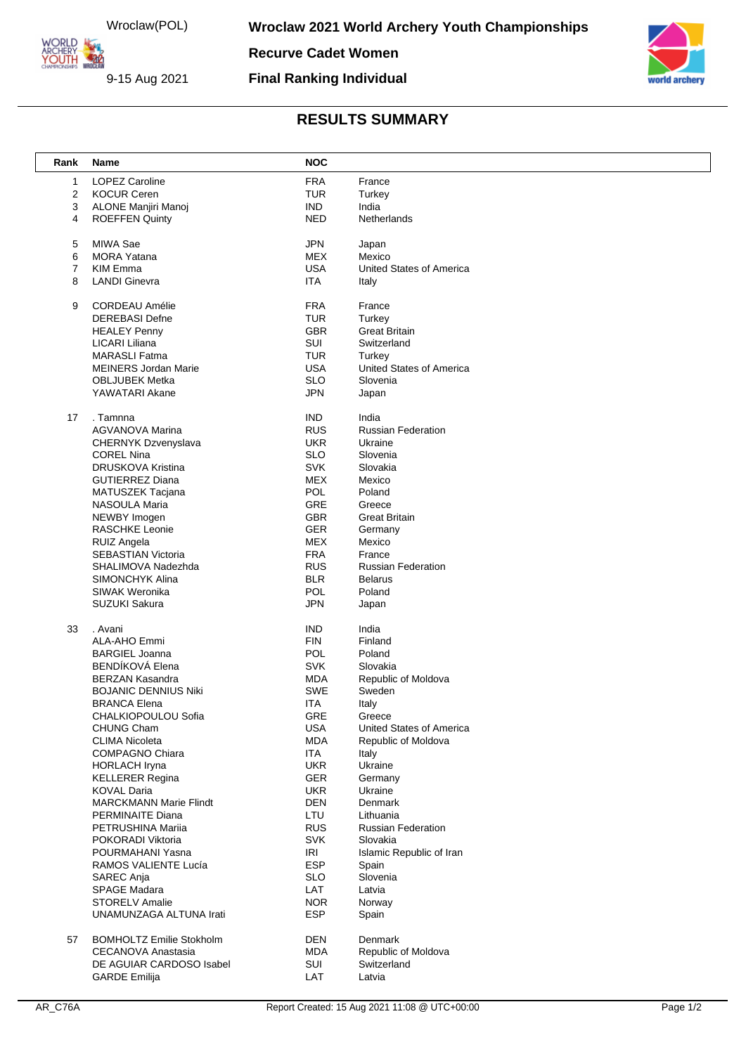Wroclaw(POL)

9-15 Aug 2021

# Wroclaw 2021 World Archery Youth Championships

## Recurve Cadet Women

## Final Ranking Individual

## RESULTS SUMMARY

| Rank | Name | NOC | |
|---|---|---|---|
| 1 | LOPEZ Caroline | FRA | France |
| 2 | KOCUR Ceren | TUR | Turkey |
| 3 | ALONE Manjiri Manoj | IND | India |
| 4 | ROEFFEN Quinty | NED | Netherlands |
| 5 | MIWA Sae | JPN | Japan |
| 6 | MORA Yatana | MEX | Mexico |
| 7 | KIM Emma | USA | United States of America |
| 8 | LANDI Ginevra | ITA | Italy |
| 9 | CORDEAU Amélie | FRA | France |
| | DEREBASI Defne | TUR | Turkey |
| | HEALEY Penny | GBR | Great Britain |
| | LICARI Liliana | SUI | Switzerland |
| | MARASLI Fatma | TUR | Turkey |
| | MEINERS Jordan Marie | USA | United States of America |
| | OBLJUBEK Metka | SLO | Slovenia |
| | YAWATARI Akane | JPN | Japan |
| 17 | . Tamnna | IND | India |
| | AGVANOVA Marina | RUS | Russian Federation |
| | CHERNYK Dzvenyslava | UKR | Ukraine |
| | COREL Nina | SLO | Slovenia |
| | DRUSKOVA Kristina | SVK | Slovakia |
| | GUTIERREZ Diana | MEX | Mexico |
| | MATUSZEK Tacjana | POL | Poland |
| | NASOULA Maria | GRE | Greece |
| | NEWBY Imogen | GBR | Great Britain |
| | RASCHKE Leonie | GER | Germany |
| | RUIZ Angela | MEX | Mexico |
| | SEBASTIAN Victoria | FRA | France |
| | SHALIMOVA Nadezhda | RUS | Russian Federation |
| | SIMONCHYK Alina | BLR | Belarus |
| | SIWAK Weronika | POL | Poland |
| | SUZUKI Sakura | JPN | Japan |
| 33 | . Avani | IND | India |
| | ALA-AHO Emmi | FIN | Finland |
| | BARGIEL Joanna | POL | Poland |
| | BENDÍKOVÁ Elena | SVK | Slovakia |
| | BERZAN Kasandra | MDA | Republic of Moldova |
| | BOJANIC DENNIUS Niki | SWE | Sweden |
| | BRANCA Elena | ITA | Italy |
| | CHALKIOPOULOU Sofia | GRE | Greece |
| | CHUNG Cham | USA | United States of America |
| | CLIMA Nicoleta | MDA | Republic of Moldova |
| | COMPAGNO Chiara | ITA | Italy |
| | HORLACH Iryna | UKR | Ukraine |
| | KELLERER Regina | GER | Germany |
| | KOVAL Daria | UKR | Ukraine |
| | MARCKMANN Marie Flindt | DEN | Denmark |
| | PERMINAITE Diana | LTU | Lithuania |
| | PETRUSHINA Mariia | RUS | Russian Federation |
| | POKORADI Viktoria | SVK | Slovakia |
| | POURMAHANI Yasna | IRI | Islamic Republic of Iran |
| | RAMOS VALIENTE Lucía | ESP | Spain |
| | SAREC Anja | SLO | Slovenia |
| | SPAGE Madara | LAT | Latvia |
| | STORELV Amalie | NOR | Norway |
| | UNAMUNZAGA ALTUNA Irati | ESP | Spain |
| 57 | BOMHOLTZ Emilie Stokholm | DEN | Denmark |
| | CECANOVA Anastasia | MDA | Republic of Moldova |
| | DE AGUIAR CARDOSO Isabel | SUI | Switzerland |
| | GARDE Emilija | LAT | Latvia |

AR_C76A    Report Created: 15 Aug 2021 11:08 @ UTC+00:00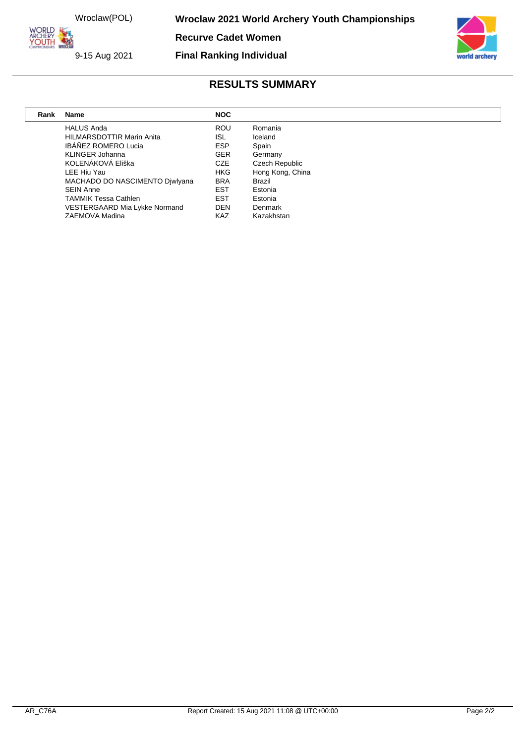## RESULTS SUMMARY

| Rank | Name | NOC | |
|---|---|---|---|
| | HALUS Anda | ROU | Romania |
| | HILMARSDOTTIR Marin Anita | ISL | Iceland |
| | IBÁÑEZ ROMERO Lucia | ESP | Spain |
| | KLINGER Johanna | GER | Germany |
| | KOLENÁKOVÁ Eliška | CZE | Czech Republic |
| | LEE Hiu Yau | HKG | Hong Kong, China |
| | MACHADO DO NASCIMENTO Djwlyana | BRA | Brazil |
| | SEIN Anne | EST | Estonia |
| | TAMMIK Tessa Cathlen | EST | Estonia |
| | VESTERGAARD Mia Lykke Normand | DEN | Denmark |
| | ZAEMOVA Madina | KAZ | Kazakhstan |